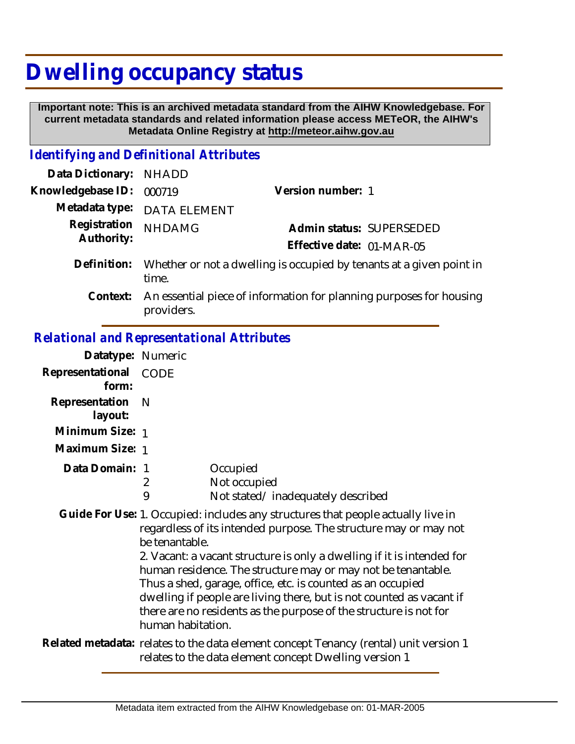# Dwelling occupancy status

**Important note: This is an archived metadata standard from the AIHW Knowledgebase. For current metadata standards and related information please access METeOR, the AIHW's Metadata Online Registry at http://meteor.aihw.gov.au**

## *Identifying and Definitional Attributes*

| | | | |
|---|---|---|---|
| **Data Dictionary:** | NHADD | | |
| **Knowledgebase ID:** | 000719 | **Version number:** | 1 |
| **Metadata type:** | DATA ELEMENT | | |
| **Registration Authority:** | NHDAMG | **Admin status:** | SUPERSEDED |
| | | **Effective date:** | 01-MAR-05 |

**Definition:** Whether or not a dwelling is occupied by tenants at a given point in time.

**Context:** An essential piece of information for planning purposes for housing providers.

## *Relational and Representational Attributes*

**Datatype:** Numeric

**Representational form:** CODE

**Representation layout:** N

**Minimum Size:** 1

**Maximum Size:** 1

**Data Domain:**

| Code | Description |
|---|---|
| 1 | Occupied |
| 2 | Not occupied |
| 9 | Not stated/ inadequately described |

**Guide For Use:** 1. Occupied: includes any structures that people actually live in regardless of its intended purpose. The structure may or may not be tenantable.
2. Vacant: a vacant structure is only a dwelling if it is intended for human residence. The structure may or may not be tenantable. Thus a shed, garage, office, etc. is counted as an occupied dwelling if people are living there, but is not counted as vacant if there are no residents as the purpose of the structure is not for human habitation.

**Related metadata:** relates to the data element concept Tenancy (rental) unit version 1
relates to the data element concept Dwelling version 1

Metadata item extracted from the AIHW Knowledgebase on: 01-MAR-2005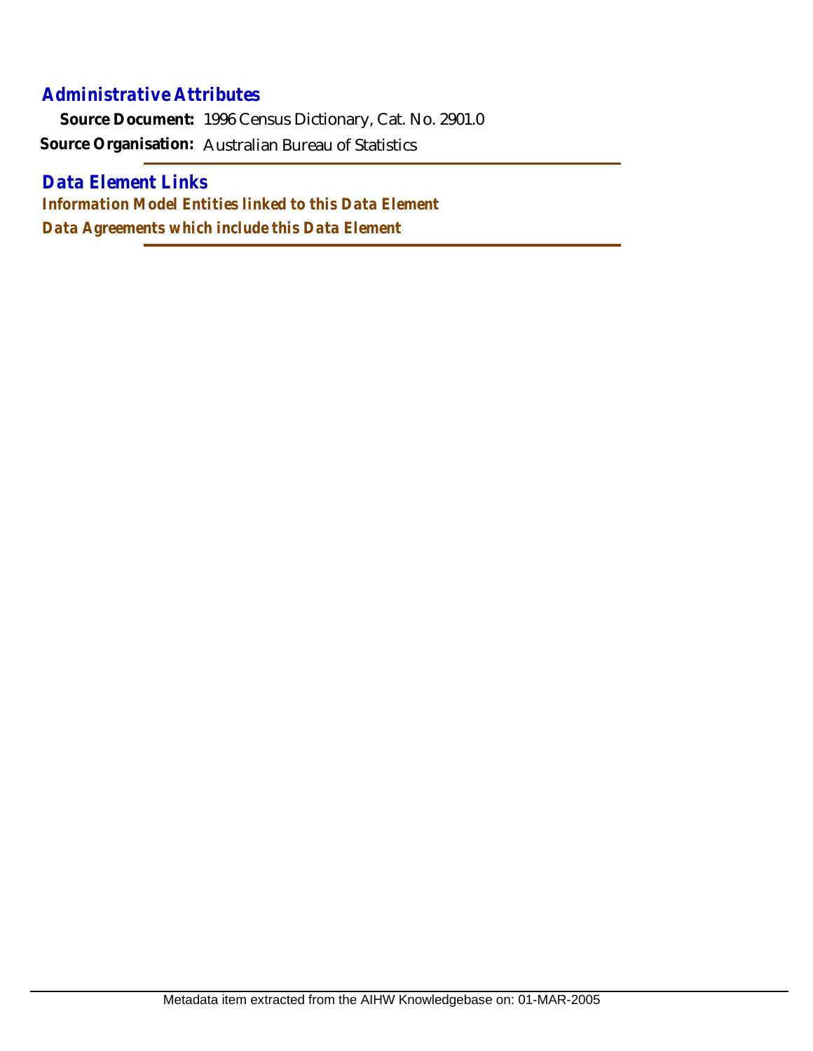## Administrative Attributes

**Source Document:** 1996 Census Dictionary, Cat. No. 2901.0

**Source Organisation:** Australian Bureau of Statistics

## Data Element Links

***Information Model Entities linked to this Data Element***

***Data Agreements which include this Data Element***

Metadata item extracted from the AIHW Knowledgebase on: 01-MAR-2005